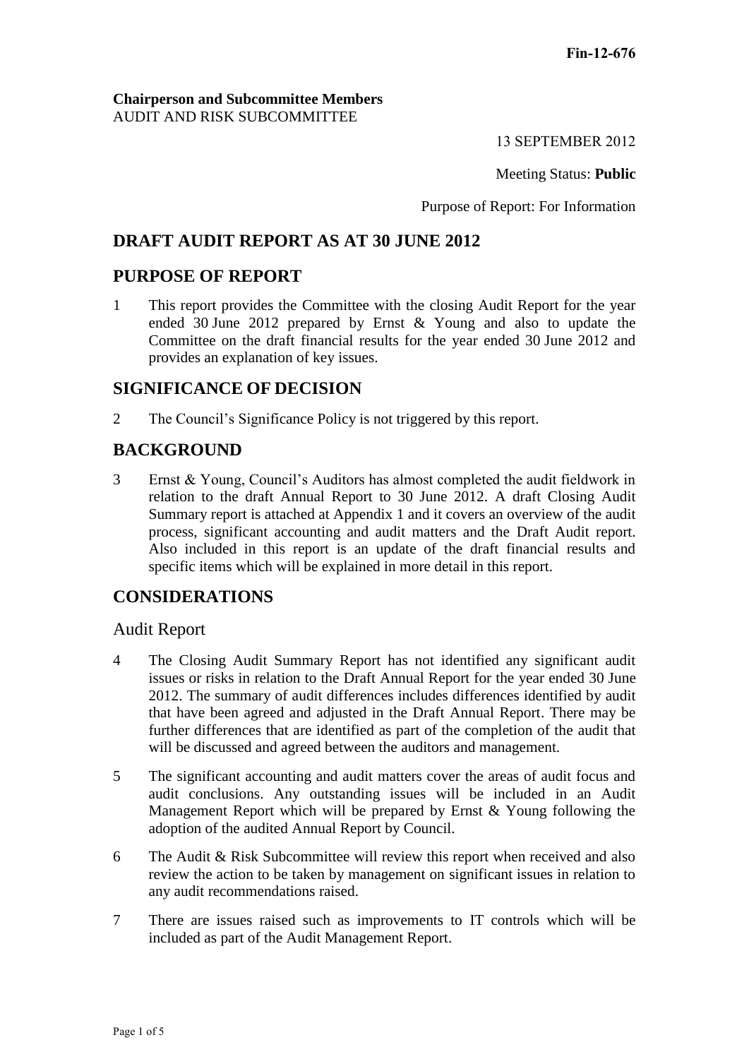**Fin-12-676**

**Chairperson and Subcommittee Members**
AUDIT AND RISK SUBCOMMITTEE

13 SEPTEMBER 2012

Meeting Status: **Public**

Purpose of Report: For Information

# DRAFT AUDIT REPORT AS AT 30 JUNE 2012

## PURPOSE OF REPORT

1 This report provides the Committee with the closing Audit Report for the year ended 30 June 2012 prepared by Ernst & Young and also to update the Committee on the draft financial results for the year ended 30 June 2012 and provides an explanation of key issues.

## SIGNIFICANCE OF DECISION

2 The Council's Significance Policy is not triggered by this report.

## BACKGROUND

3 Ernst & Young, Council's Auditors has almost completed the audit fieldwork in relation to the draft Annual Report to 30 June 2012. A draft Closing Audit Summary report is attached at Appendix 1 and it covers an overview of the audit process, significant accounting and audit matters and the Draft Audit report. Also included in this report is an update of the draft financial results and specific items which will be explained in more detail in this report.

## CONSIDERATIONS

### Audit Report

4 The Closing Audit Summary Report has not identified any significant audit issues or risks in relation to the Draft Annual Report for the year ended 30 June 2012. The summary of audit differences includes differences identified by audit that have been agreed and adjusted in the Draft Annual Report. There may be further differences that are identified as part of the completion of the audit that will be discussed and agreed between the auditors and management.

5 The significant accounting and audit matters cover the areas of audit focus and audit conclusions. Any outstanding issues will be included in an Audit Management Report which will be prepared by Ernst & Young following the adoption of the audited Annual Report by Council.

6 The Audit & Risk Subcommittee will review this report when received and also review the action to be taken by management on significant issues in relation to any audit recommendations raised.

7 There are issues raised such as improvements to IT controls which will be included as part of the Audit Management Report.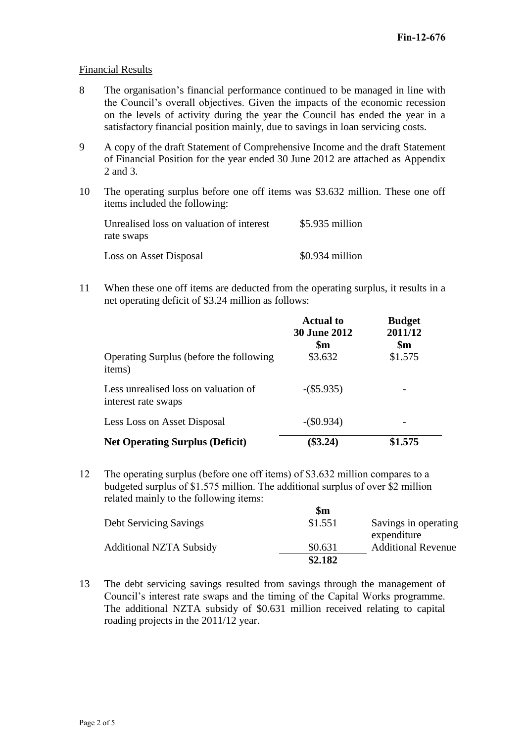Fin-12-676

## Financial Results

8 The organisation's financial performance continued to be managed in line with the Council's overall objectives. Given the impacts of the economic recession on the levels of activity during the year the Council has ended the year in a satisfactory financial position mainly, due to savings in loan servicing costs.

9 A copy of the draft Statement of Comprehensive Income and the draft Statement of Financial Position for the year ended 30 June 2012 are attached as Appendix 2 and 3.

10 The operating surplus before one off items was $3.632 million. These one off items included the following:

| | |
|---|---|
| Unrealised loss on valuation of interest rate swaps | $5.935 million |
| Loss on Asset Disposal | $0.934 million |

11 When these one off items are deducted from the operating surplus, it results in a net operating deficit of $3.24 million as follows:

| | Actual to 30 June 2012 $m | Budget 2011/12 $m |
|---|---|---|
| Operating Surplus (before the following items) | $3.632 | $1.575 |
| Less unrealised loss on valuation of interest rate swaps | -($5.935) | - |
| Less Loss on Asset Disposal | -($0.934) | - |
| **Net Operating Surplus (Deficit)** | **($3.24)** | **$1.575** |

12 The operating surplus (before one off items) of $3.632 million compares to a budgeted surplus of $1.575 million. The additional surplus of over $2 million related mainly to the following items:

| | $m | |
|---|---|---|
| Debt Servicing Savings | $1.551 | Savings in operating expenditure |
| Additional NZTA Subsidy | $0.631 | Additional Revenue |
| | **$2.182** | |

13 The debt servicing savings resulted from savings through the management of Council's interest rate swaps and the timing of the Capital Works programme. The additional NZTA subsidy of $0.631 million received relating to capital roading projects in the 2011/12 year.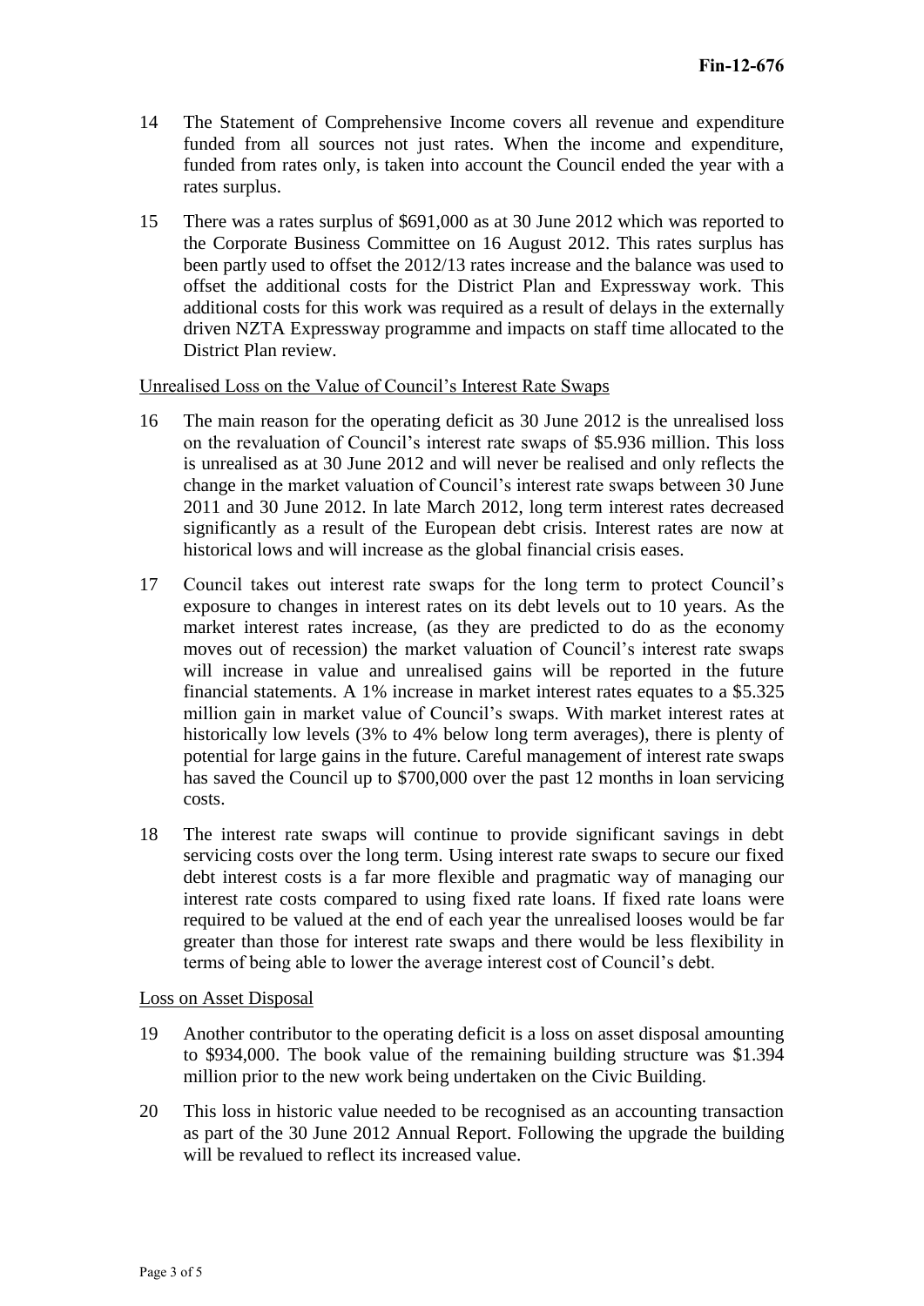14 The Statement of Comprehensive Income covers all revenue and expenditure funded from all sources not just rates. When the income and expenditure, funded from rates only, is taken into account the Council ended the year with a rates surplus.

15 There was a rates surplus of $691,000 as at 30 June 2012 which was reported to the Corporate Business Committee on 16 August 2012. This rates surplus has been partly used to offset the 2012/13 rates increase and the balance was used to offset the additional costs for the District Plan and Expressway work. This additional costs for this work was required as a result of delays in the externally driven NZTA Expressway programme and impacts on staff time allocated to the District Plan review.

Unrealised Loss on the Value of Council's Interest Rate Swaps

16 The main reason for the operating deficit as 30 June 2012 is the unrealised loss on the revaluation of Council's interest rate swaps of $5.936 million. This loss is unrealised as at 30 June 2012 and will never be realised and only reflects the change in the market valuation of Council's interest rate swaps between 30 June 2011 and 30 June 2012. In late March 2012, long term interest rates decreased significantly as a result of the European debt crisis. Interest rates are now at historical lows and will increase as the global financial crisis eases.

17 Council takes out interest rate swaps for the long term to protect Council's exposure to changes in interest rates on its debt levels out to 10 years. As the market interest rates increase, (as they are predicted to do as the economy moves out of recession) the market valuation of Council's interest rate swaps will increase in value and unrealised gains will be reported in the future financial statements. A 1% increase in market interest rates equates to a $5.325 million gain in market value of Council's swaps. With market interest rates at historically low levels (3% to 4% below long term averages), there is plenty of potential for large gains in the future. Careful management of interest rate swaps has saved the Council up to $700,000 over the past 12 months in loan servicing costs.

18 The interest rate swaps will continue to provide significant savings in debt servicing costs over the long term. Using interest rate swaps to secure our fixed debt interest costs is a far more flexible and pragmatic way of managing our interest rate costs compared to using fixed rate loans. If fixed rate loans were required to be valued at the end of each year the unrealised looses would be far greater than those for interest rate swaps and there would be less flexibility in terms of being able to lower the average interest cost of Council's debt.

Loss on Asset Disposal

19 Another contributor to the operating deficit is a loss on asset disposal amounting to $934,000. The book value of the remaining building structure was $1.394 million prior to the new work being undertaken on the Civic Building.

20 This loss in historic value needed to be recognised as an accounting transaction as part of the 30 June 2012 Annual Report. Following the upgrade the building will be revalued to reflect its increased value.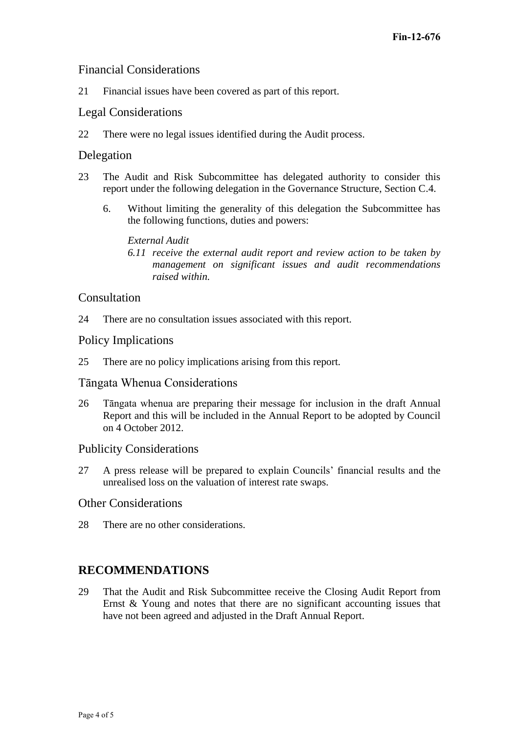## Financial Considerations

21 Financial issues have been covered as part of this report.

## Legal Considerations

22 There were no legal issues identified during the Audit process.

## Delegation

23 The Audit and Risk Subcommittee has delegated authority to consider this report under the following delegation in the Governance Structure, Section C.4.

6. Without limiting the generality of this delegation the Subcommittee has the following functions, duties and powers:

*External Audit*

*6.11 receive the external audit report and review action to be taken by management on significant issues and audit recommendations raised within.*

## Consultation

24 There are no consultation issues associated with this report.

## Policy Implications

25 There are no policy implications arising from this report.

## Tāngata Whenua Considerations

26 Tāngata whenua are preparing their message for inclusion in the draft Annual Report and this will be included in the Annual Report to be adopted by Council on 4 October 2012.

## Publicity Considerations

27 A press release will be prepared to explain Councils' financial results and the unrealised loss on the valuation of interest rate swaps.

## Other Considerations

28 There are no other considerations.

# RECOMMENDATIONS

29 That the Audit and Risk Subcommittee receive the Closing Audit Report from Ernst & Young and notes that there are no significant accounting issues that have not been agreed and adjusted in the Draft Annual Report.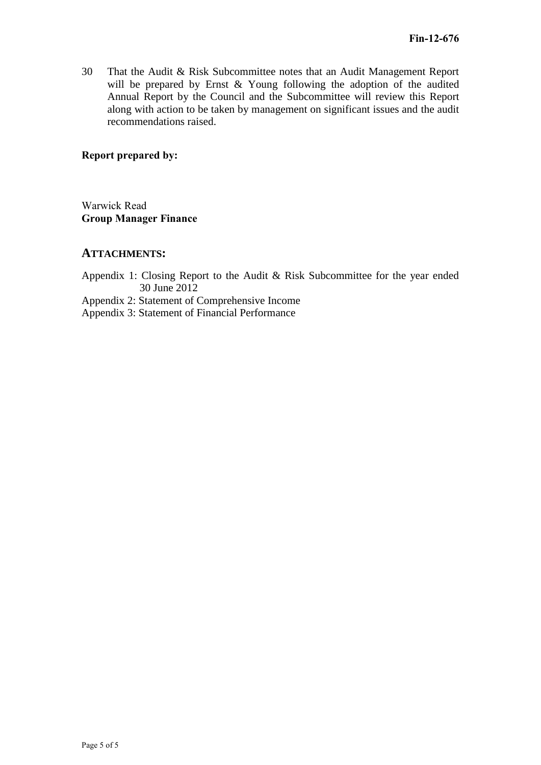30 That the Audit & Risk Subcommittee notes that an Audit Management Report will be prepared by Ernst & Young following the adoption of the audited Annual Report by the Council and the Subcommittee will review this Report along with action to be taken by management on significant issues and the audit recommendations raised.

**Report prepared by:**

Warwick Read
**Group Manager Finance**

## ATTACHMENTS:

Appendix 1: Closing Report to the Audit & Risk Subcommittee for the year ended 30 June 2012
Appendix 2: Statement of Comprehensive Income
Appendix 3: Statement of Financial Performance